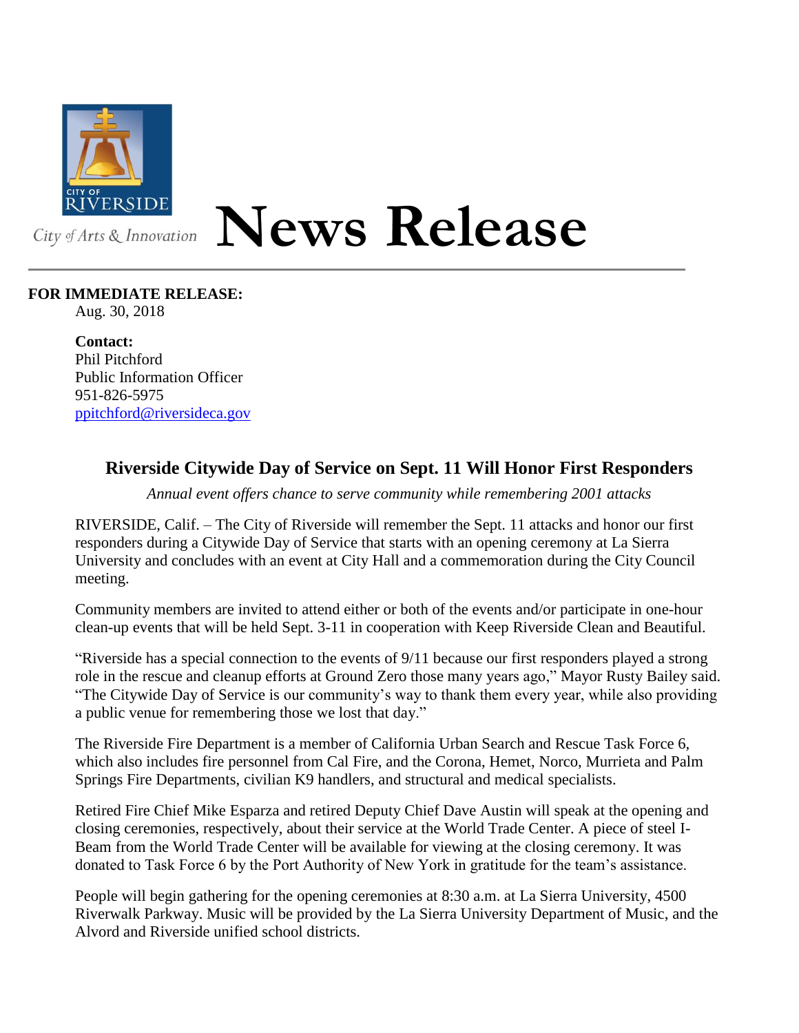City of Arts & Innovation

# News Release

**FOR IMMEDIATE RELEASE:**
Aug. 30, 2018

**Contact:**
Phil Pitchford
Public Information Officer
951-826-5975
ppitchford@riversideca.gov

## Riverside Citywide Day of Service on Sept. 11 Will Honor First Responders

*Annual event offers chance to serve community while remembering 2001 attacks*

RIVERSIDE, Calif. – The City of Riverside will remember the Sept. 11 attacks and honor our first responders during a Citywide Day of Service that starts with an opening ceremony at La Sierra University and concludes with an event at City Hall and a commemoration during the City Council meeting.

Community members are invited to attend either or both of the events and/or participate in one-hour clean-up events that will be held Sept. 3-11 in cooperation with Keep Riverside Clean and Beautiful.

"Riverside has a special connection to the events of 9/11 because our first responders played a strong role in the rescue and cleanup efforts at Ground Zero those many years ago," Mayor Rusty Bailey said. "The Citywide Day of Service is our community's way to thank them every year, while also providing a public venue for remembering those we lost that day."

The Riverside Fire Department is a member of California Urban Search and Rescue Task Force 6, which also includes fire personnel from Cal Fire, and the Corona, Hemet, Norco, Murrieta and Palm Springs Fire Departments, civilian K9 handlers, and structural and medical specialists.

Retired Fire Chief Mike Esparza and retired Deputy Chief Dave Austin will speak at the opening and closing ceremonies, respectively, about their service at the World Trade Center. A piece of steel I-Beam from the World Trade Center will be available for viewing at the closing ceremony. It was donated to Task Force 6 by the Port Authority of New York in gratitude for the team's assistance.

People will begin gathering for the opening ceremonies at 8:30 a.m. at La Sierra University, 4500 Riverwalk Parkway. Music will be provided by the La Sierra University Department of Music, and the Alvord and Riverside unified school districts.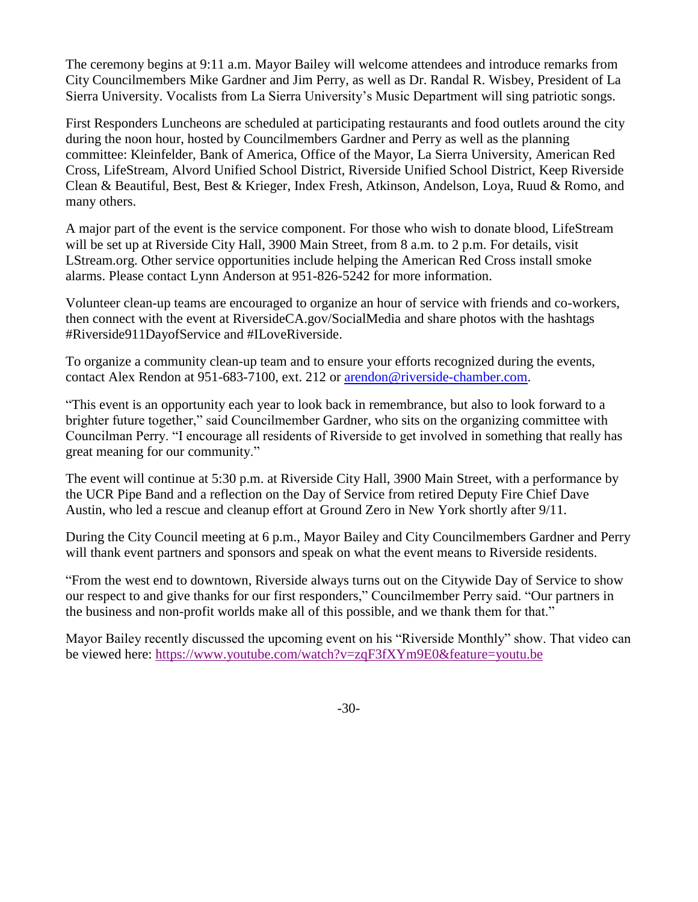The ceremony begins at 9:11 a.m. Mayor Bailey will welcome attendees and introduce remarks from City Councilmembers Mike Gardner and Jim Perry, as well as Dr. Randal R. Wisbey, President of La Sierra University. Vocalists from La Sierra University's Music Department will sing patriotic songs.

First Responders Luncheons are scheduled at participating restaurants and food outlets around the city during the noon hour, hosted by Councilmembers Gardner and Perry as well as the planning committee: Kleinfelder, Bank of America, Office of the Mayor, La Sierra University, American Red Cross, LifeStream, Alvord Unified School District, Riverside Unified School District, Keep Riverside Clean & Beautiful, Best, Best & Krieger, Index Fresh, Atkinson, Andelson, Loya, Ruud & Romo, and many others.

A major part of the event is the service component. For those who wish to donate blood, LifeStream will be set up at Riverside City Hall, 3900 Main Street, from 8 a.m. to 2 p.m. For details, visit LStream.org. Other service opportunities include helping the American Red Cross install smoke alarms. Please contact Lynn Anderson at 951-826-5242 for more information.

Volunteer clean-up teams are encouraged to organize an hour of service with friends and co-workers, then connect with the event at RiversideCA.gov/SocialMedia and share photos with the hashtags #Riverside911DayofService and #ILoveRiverside.

To organize a community clean-up team and to ensure your efforts recognized during the events, contact Alex Rendon at 951-683-7100, ext. 212 or [arendon@riverside-chamber.com](mailto:arendon@riverside-chamber.com).

"This event is an opportunity each year to look back in remembrance, but also to look forward to a brighter future together," said Councilmember Gardner, who sits on the organizing committee with Councilman Perry. "I encourage all residents of Riverside to get involved in something that really has great meaning for our community."

The event will continue at 5:30 p.m. at Riverside City Hall, 3900 Main Street, with a performance by the UCR Pipe Band and a reflection on the Day of Service from retired Deputy Fire Chief Dave Austin, who led a rescue and cleanup effort at Ground Zero in New York shortly after 9/11.

During the City Council meeting at 6 p.m., Mayor Bailey and City Councilmembers Gardner and Perry will thank event partners and sponsors and speak on what the event means to Riverside residents.

"From the west end to downtown, Riverside always turns out on the Citywide Day of Service to show our respect to and give thanks for our first responders," Councilmember Perry said. "Our partners in the business and non-profit worlds make all of this possible, and we thank them for that."

Mayor Bailey recently discussed the upcoming event on his "Riverside Monthly" show. That video can be viewed here: [https://www.youtube.com/watch?v=zqF3fXYm9E0&feature=youtu.be](https://www.youtube.com/watch?v=zqF3fXYm9E0&feature=youtu.be)

-30-